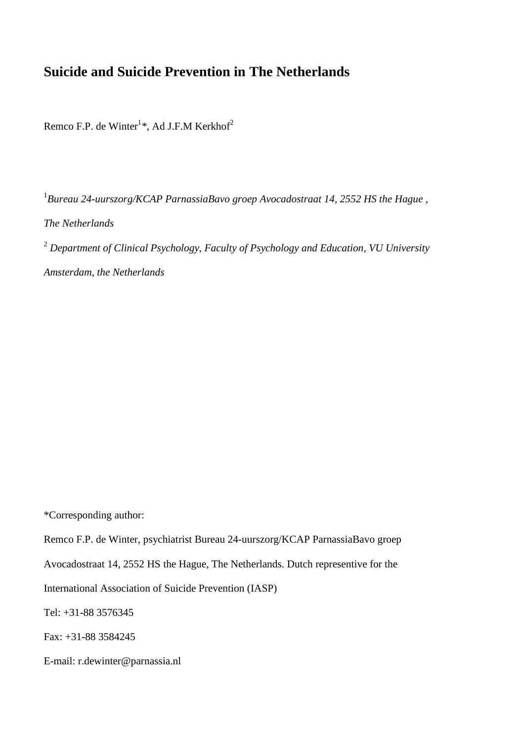# Suicide and Suicide Prevention in The Netherlands

Remco F.P. de Winter[1]*, Ad J.F.M Kerkhof[2]

[1]*Bureau 24-uurszorg/KCAP ParnassiaBavo groep Avocadostraat 14, 2552 HS the Hague , The Netherlands*

[2] *Department of Clinical Psychology, Faculty of Psychology and Education, VU University Amsterdam, the Netherlands*

*Corresponding author:

Remco F.P. de Winter, psychiatrist Bureau 24-uurszorg/KCAP ParnassiaBavo groep Avocadostraat 14, 2552 HS the Hague, The Netherlands. Dutch representive for the International Association of Suicide Prevention (IASP)

Tel: +31-88 3576345

Fax: +31-88 3584245

E-mail: r.dewinter@parnassia.nl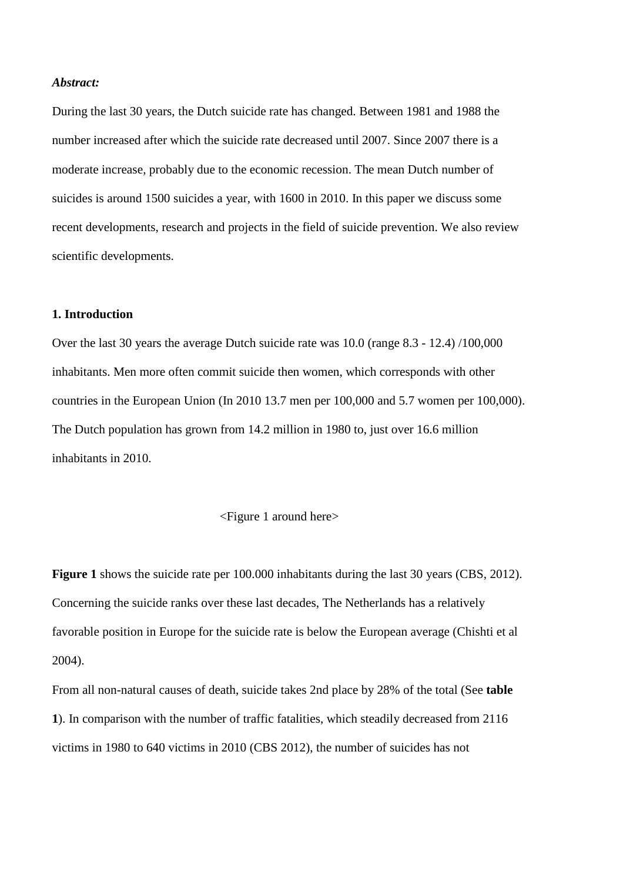***Abstract:***

During the last 30 years, the Dutch suicide rate has changed. Between 1981 and 1988 the number increased after which the suicide rate decreased until 2007. Since 2007 there is a moderate increase, probably due to the economic recession. The mean Dutch number of suicides is around 1500 suicides a year, with 1600 in 2010. In this paper we discuss some recent developments, research and projects in the field of suicide prevention. We also review scientific developments.

**1. Introduction**

Over the last 30 years the average Dutch suicide rate was 10.0 (range 8.3 - 12.4) /100,000 inhabitants. Men more often commit suicide then women, which corresponds with other countries in the European Union (In 2010 13.7 men per 100,000 and 5.7 women per 100,000). The Dutch population has grown from 14.2 million in 1980 to, just over 16.6 million inhabitants in 2010.

<Figure 1 around here>

**Figure 1** shows the suicide rate per 100.000 inhabitants during the last 30 years (CBS, 2012). Concerning the suicide ranks over these last decades, The Netherlands has a relatively favorable position in Europe for the suicide rate is below the European average (Chishti et al 2004).

From all non-natural causes of death, suicide takes 2nd place by 28% of the total (See **table 1**). In comparison with the number of traffic fatalities, which steadily decreased from 2116 victims in 1980 to 640 victims in 2010 (CBS 2012), the number of suicides has not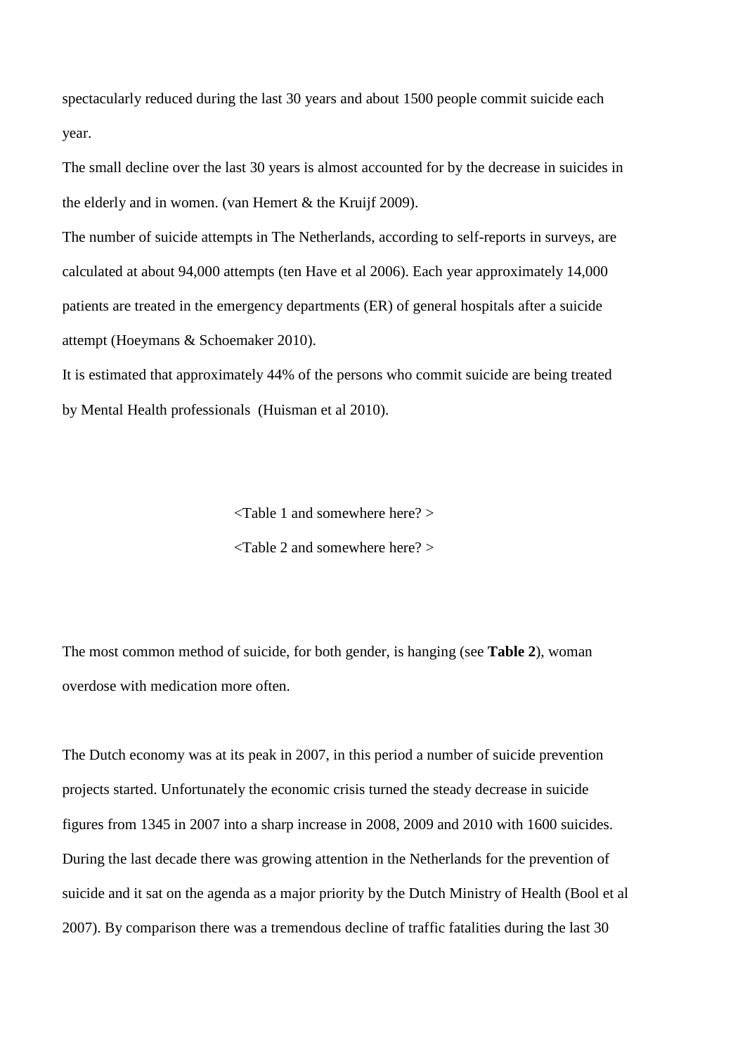spectacularly reduced during the last 30 years and about 1500 people commit suicide each year.

The small decline over the last 30 years is almost accounted for by the decrease in suicides in the elderly and in women. (van Hemert & the Kruijf 2009).

The number of suicide attempts in The Netherlands, according to self-reports in surveys, are calculated at about 94,000 attempts (ten Have et al 2006). Each year approximately 14,000 patients are treated in the emergency departments (ER) of general hospitals after a suicide attempt (Hoeymans & Schoemaker 2010).

It is estimated that approximately 44% of the persons who commit suicide are being treated by Mental Health professionals (Huisman et al 2010).

<Table 1 and somewhere here? >

<Table 2 and somewhere here? >

The most common method of suicide, for both gender, is hanging (see **Table 2**), woman overdose with medication more often.

The Dutch economy was at its peak in 2007, in this period a number of suicide prevention projects started. Unfortunately the economic crisis turned the steady decrease in suicide figures from 1345 in 2007 into a sharp increase in 2008, 2009 and 2010 with 1600 suicides. During the last decade there was growing attention in the Netherlands for the prevention of suicide and it sat on the agenda as a major priority by the Dutch Ministry of Health (Bool et al 2007). By comparison there was a tremendous decline of traffic fatalities during the last 30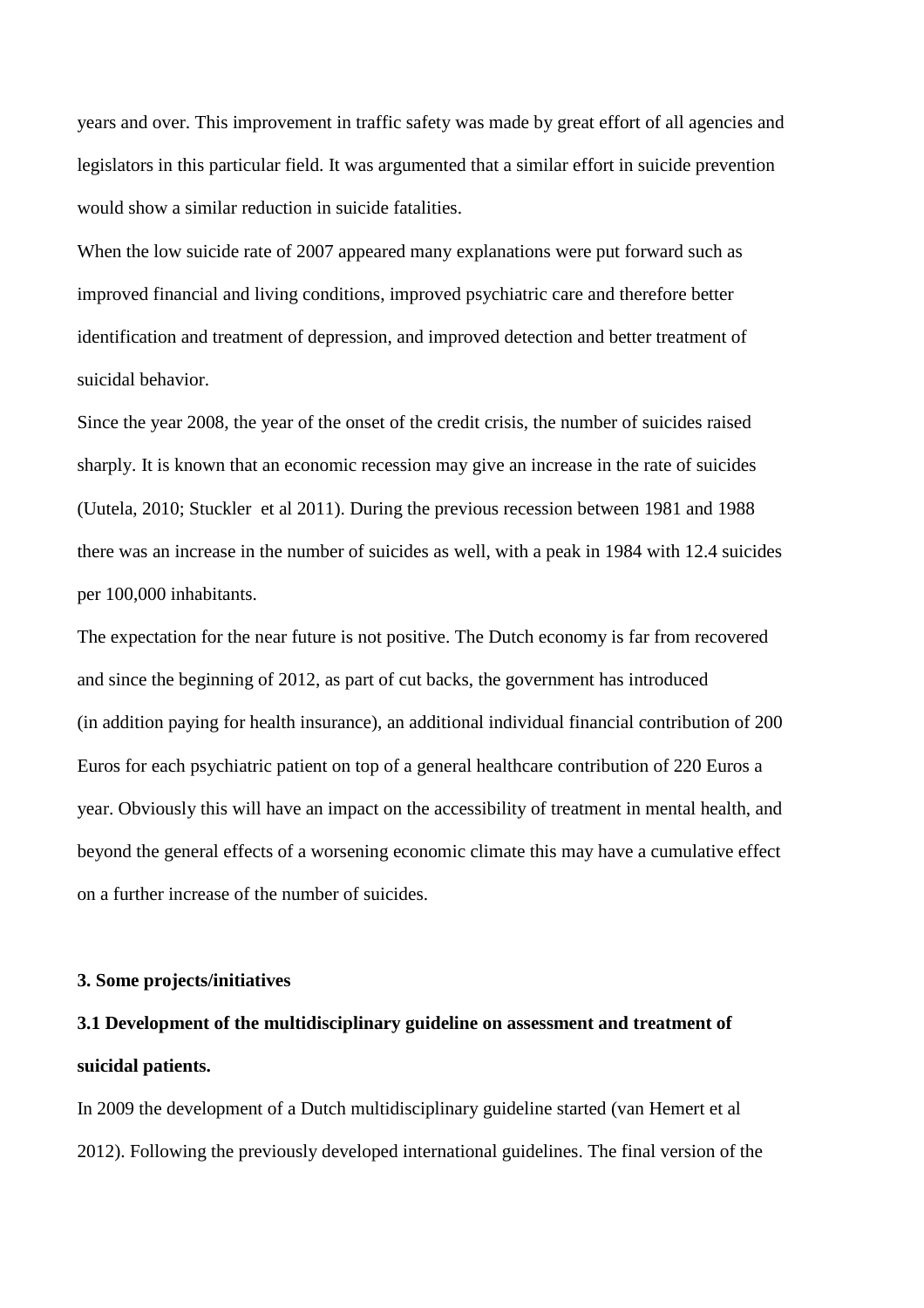years and over. This improvement in traffic safety was made by great effort of all agencies and legislators in this particular field. It was argumented that a similar effort in suicide prevention would show a similar reduction in suicide fatalities.

When the low suicide rate of 2007 appeared many explanations were put forward such as improved financial and living conditions, improved psychiatric care and therefore better identification and treatment of depression, and improved detection and better treatment of suicidal behavior.

Since the year 2008, the year of the onset of the credit crisis, the number of suicides raised sharply. It is known that an economic recession may give an increase in the rate of suicides (Uutela, 2010; Stuckler et al 2011). During the previous recession between 1981 and 1988 there was an increase in the number of suicides as well, with a peak in 1984 with 12.4 suicides per 100,000 inhabitants.

The expectation for the near future is not positive. The Dutch economy is far from recovered and since the beginning of 2012, as part of cut backs, the government has introduced (in addition paying for health insurance), an additional individual financial contribution of 200 Euros for each psychiatric patient on top of a general healthcare contribution of 220 Euros a year. Obviously this will have an impact on the accessibility of treatment in mental health, and beyond the general effects of a worsening economic climate this may have a cumulative effect on a further increase of the number of suicides.

## 3. Some projects/initiatives

### 3.1 Development of the multidisciplinary guideline on assessment and treatment of suicidal patients.

In 2009 the development of a Dutch multidisciplinary guideline started (van Hemert et al 2012). Following the previously developed international guidelines. The final version of the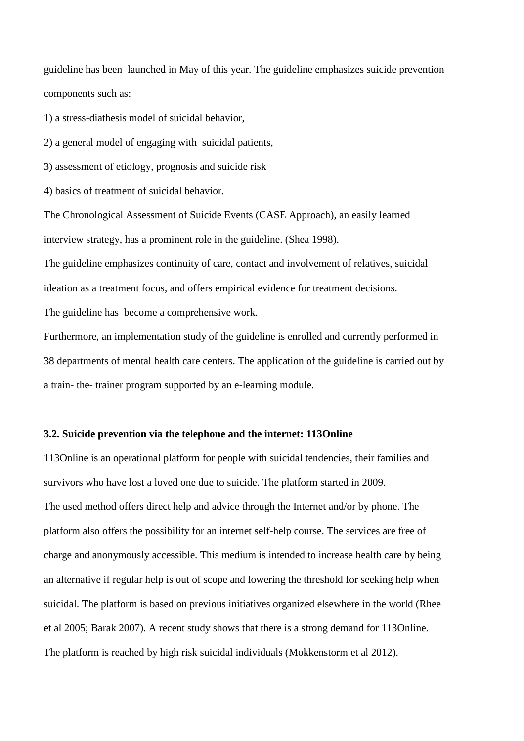guideline has been launched in May of this year. The guideline emphasizes suicide prevention components such as:

1) a stress-diathesis model of suicidal behavior,

2) a general model of engaging with suicidal patients,

3) assessment of etiology, prognosis and suicide risk

4) basics of treatment of suicidal behavior.

The Chronological Assessment of Suicide Events (CASE Approach), an easily learned interview strategy, has a prominent role in the guideline. (Shea 1998).

The guideline emphasizes continuity of care, contact and involvement of relatives, suicidal ideation as a treatment focus, and offers empirical evidence for treatment decisions.

The guideline has become a comprehensive work.

Furthermore, an implementation study of the guideline is enrolled and currently performed in 38 departments of mental health care centers. The application of the guideline is carried out by a train- the- trainer program supported by an e-learning module.

**3.2. Suicide prevention via the telephone and the internet: 113Online**

113Online is an operational platform for people with suicidal tendencies, their families and survivors who have lost a loved one due to suicide. The platform started in 2009.

The used method offers direct help and advice through the Internet and/or by phone. The platform also offers the possibility for an internet self-help course. The services are free of charge and anonymously accessible. This medium is intended to increase health care by being an alternative if regular help is out of scope and lowering the threshold for seeking help when suicidal. The platform is based on previous initiatives organized elsewhere in the world (Rhee et al 2005; Barak 2007). A recent study shows that there is a strong demand for 113Online. The platform is reached by high risk suicidal individuals (Mokkenstorm et al 2012).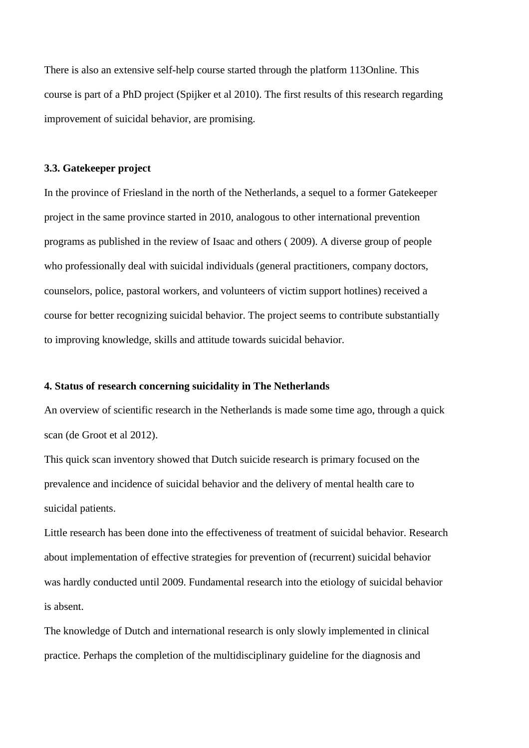There is also an extensive self-help course started through the platform 113Online. This course is part of a PhD project (Spijker et al 2010). The first results of this research regarding improvement of suicidal behavior, are promising.

### 3.3. Gatekeeper project

In the province of Friesland in the north of the Netherlands, a sequel to a former Gatekeeper project in the same province started in 2010, analogous to other international prevention programs as published in the review of Isaac and others ( 2009). A diverse group of people who professionally deal with suicidal individuals (general practitioners, company doctors, counselors, police, pastoral workers, and volunteers of victim support hotlines) received a course for better recognizing suicidal behavior. The project seems to contribute substantially to improving knowledge, skills and attitude towards suicidal behavior.

## 4. Status of research concerning suicidality in The Netherlands

An overview of scientific research in the Netherlands is made some time ago, through a quick scan (de Groot et al 2012).

This quick scan inventory showed that Dutch suicide research is primary focused on the prevalence and incidence of suicidal behavior and the delivery of mental health care to suicidal patients.

Little research has been done into the effectiveness of treatment of suicidal behavior. Research about implementation of effective strategies for prevention of (recurrent) suicidal behavior was hardly conducted until 2009. Fundamental research into the etiology of suicidal behavior is absent.

The knowledge of Dutch and international research is only slowly implemented in clinical practice. Perhaps the completion of the multidisciplinary guideline for the diagnosis and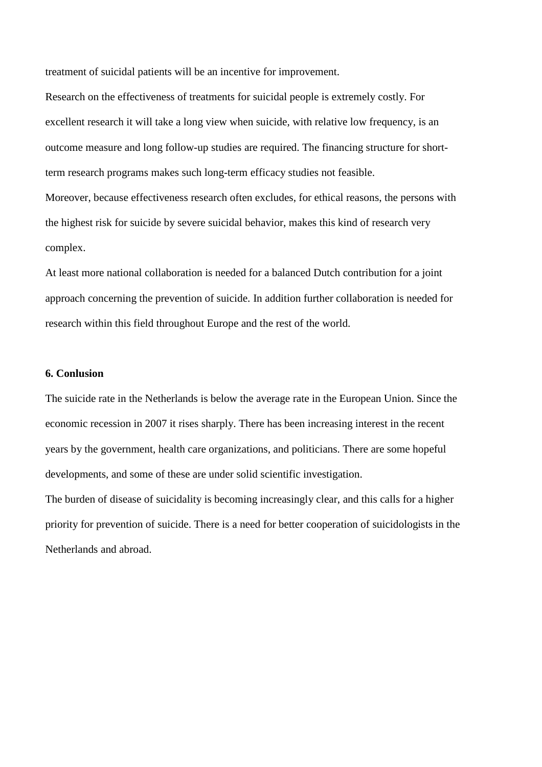treatment of suicidal patients will be an incentive for improvement.

Research on the effectiveness of treatments for suicidal people is extremely costly. For excellent research it will take a long view when suicide, with relative low frequency, is an outcome measure and long follow-up studies are required. The financing structure for short-term research programs makes such long-term efficacy studies not feasible.

Moreover, because effectiveness research often excludes, for ethical reasons, the persons with the highest risk for suicide by severe suicidal behavior, makes this kind of research very complex.

At least more national collaboration is needed for a balanced Dutch contribution for a joint approach concerning the prevention of suicide. In addition further collaboration is needed for research within this field throughout Europe and the rest of the world.

**6. Conlusion**

The suicide rate in the Netherlands is below the average rate in the European Union. Since the economic recession in 2007 it rises sharply. There has been increasing interest in the recent years by the government, health care organizations, and politicians. There are some hopeful developments, and some of these are under solid scientific investigation.

The burden of disease of suicidality is becoming increasingly clear, and this calls for a higher priority for prevention of suicide. There is a need for better cooperation of suicidologists in the Netherlands and abroad.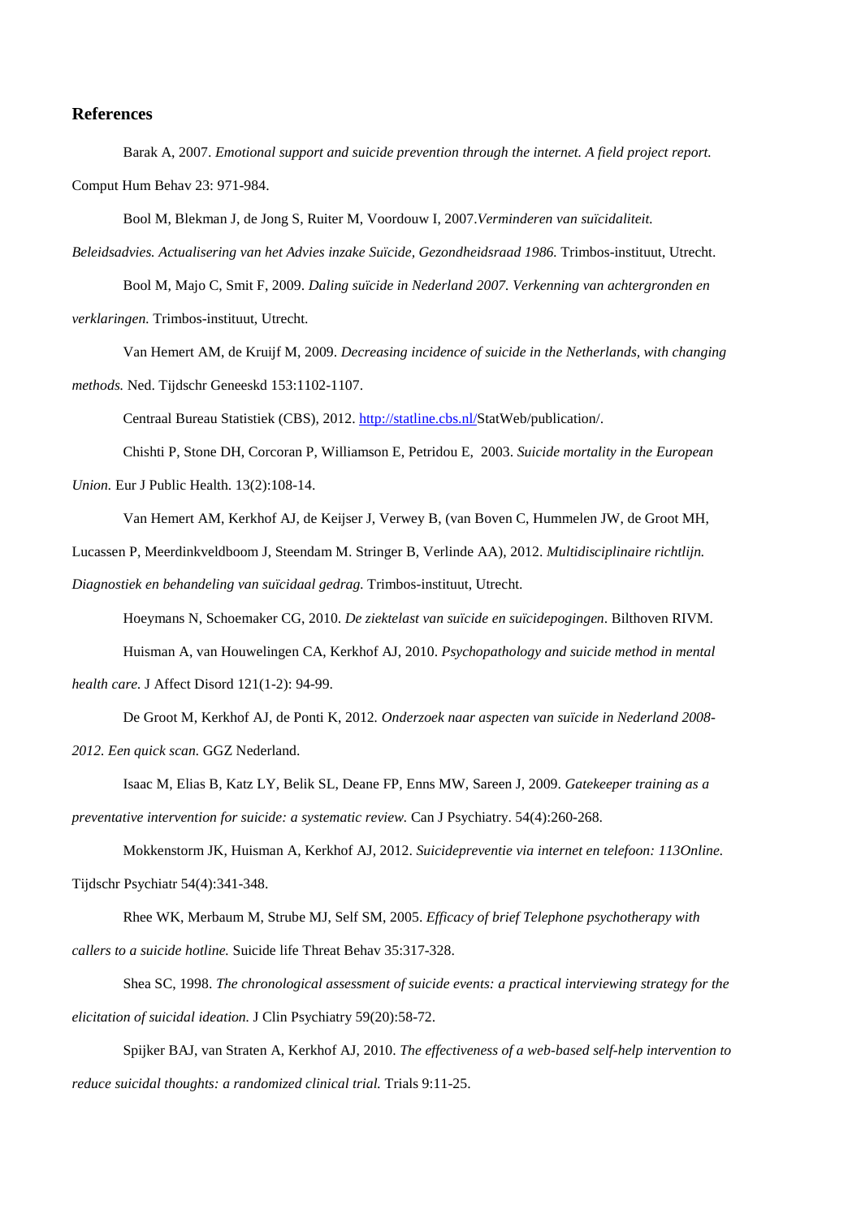## References

Barak A, 2007. *Emotional support and suicide prevention through the internet. A field project report.* Comput Hum Behav 23: 971-984.

Bool M, Blekman J, de Jong S, Ruiter M, Voordouw I, 2007.*Verminderen van suïcidaliteit. Beleidsadvies. Actualisering van het Advies inzake Suïcide, Gezondheidsraad 1986.* Trimbos-instituut, Utrecht.

Bool M, Majo C, Smit F, 2009. *Daling suïcide in Nederland 2007. Verkenning van achtergronden en verklaringen.* Trimbos-instituut, Utrecht.

Van Hemert AM, de Kruijf M, 2009. *Decreasing incidence of suicide in the Netherlands, with changing methods.* Ned. Tijdschr Geneeskd 153:1102-1107.

Centraal Bureau Statistiek (CBS), 2012. http://statline.cbs.nl/StatWeb/publication/.

Chishti P, Stone DH, Corcoran P, Williamson E, Petridou E, 2003. *Suicide mortality in the European Union.* Eur J Public Health. 13(2):108-14.

Van Hemert AM, Kerkhof AJ, de Keijser J, Verwey B, (van Boven C, Hummelen JW, de Groot MH, Lucassen P, Meerdinkveldboom J, Steendam M. Stringer B, Verlinde AA), 2012. *Multidisciplinaire richtlijn. Diagnostiek en behandeling van suïcidaal gedrag.* Trimbos-instituut, Utrecht.

Hoeymans N, Schoemaker CG, 2010. *De ziektelast van suïcide en suïcidepogingen*. Bilthoven RIVM.

Huisman A, van Houwelingen CA, Kerkhof AJ, 2010. *Psychopathology and suicide method in mental health care.* J Affect Disord 121(1-2): 94-99.

De Groot M, Kerkhof AJ, de Ponti K, 2012. *Onderzoek naar aspecten van suïcide in Nederland 2008-2012. Een quick scan.* GGZ Nederland.

Isaac M, Elias B, Katz LY, Belik SL, Deane FP, Enns MW, Sareen J, 2009. *Gatekeeper training as a preventative intervention for suicide: a systematic review.* Can J Psychiatry. 54(4):260-268.

Mokkenstorm JK, Huisman A, Kerkhof AJ, 2012. *Suicidepreventie via internet en telefoon: 113Online.* Tijdschr Psychiatr 54(4):341-348.

Rhee WK, Merbaum M, Strube MJ, Self SM, 2005. *Efficacy of brief Telephone psychotherapy with callers to a suicide hotline.* Suicide life Threat Behav 35:317-328.

Shea SC, 1998. *The chronological assessment of suicide events: a practical interviewing strategy for the elicitation of suicidal ideation.* J Clin Psychiatry 59(20):58-72.

Spijker BAJ, van Straten A, Kerkhof AJ, 2010. *The effectiveness of a web-based self-help intervention to reduce suicidal thoughts: a randomized clinical trial.* Trials 9:11-25.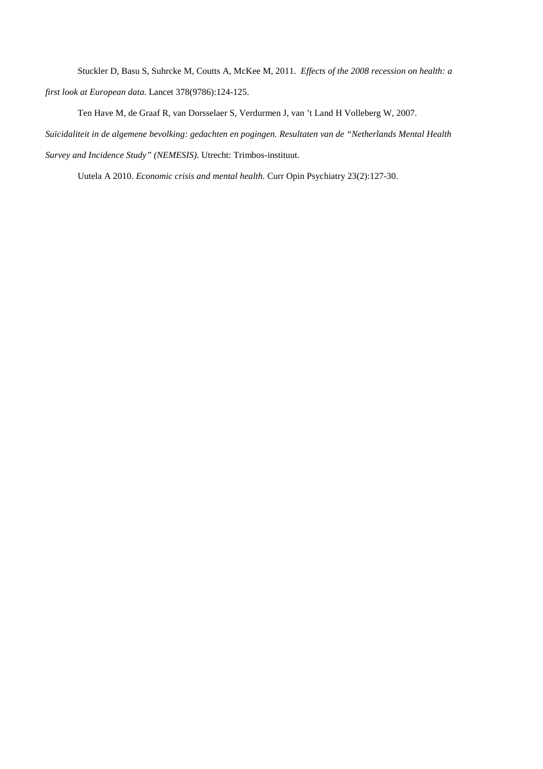Stuckler D, Basu S, Suhrcke M, Coutts A, McKee M, 2011. *Effects of the 2008 recession on health: a first look at European data.* Lancet 378(9786):124-125.

Ten Have M, de Graaf R, van Dorsselaer S, Verdurmen J, van 't Land H Volleberg W, 2007. *Suïcidaliteit in de algemene bevolking: gedachten en pogingen. Resultaten van de "Netherlands Mental Health Survey and Incidence Study" (NEMESIS)*. Utrecht: Trimbos-instituut.

Uutela A 2010. *Economic crisis and mental health.* Curr Opin Psychiatry 23(2):127-30.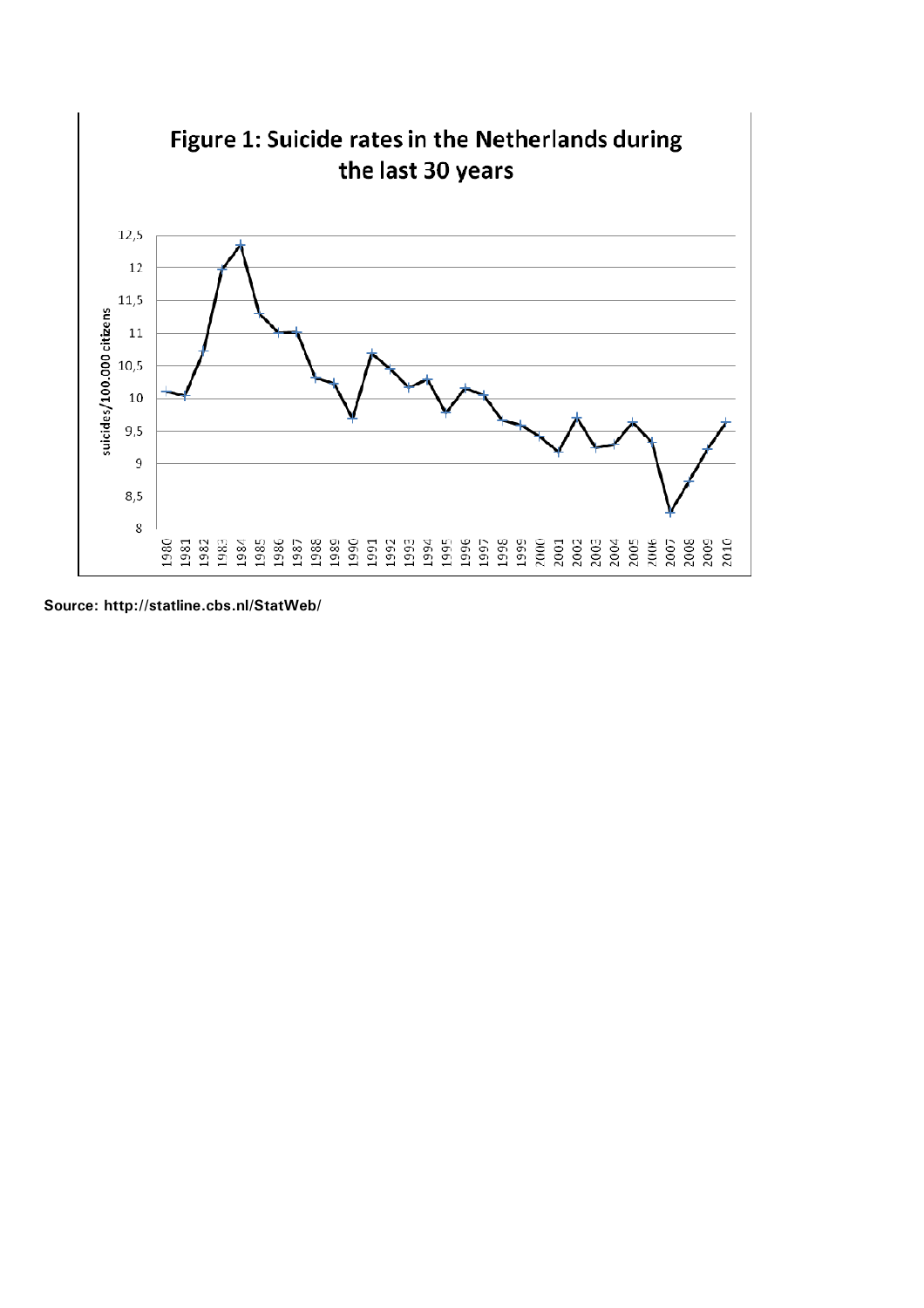## Figure 1: Suicide rates in the Netherlands during the last 30 years

Source: http://statline.cbs.nl/StatWeb/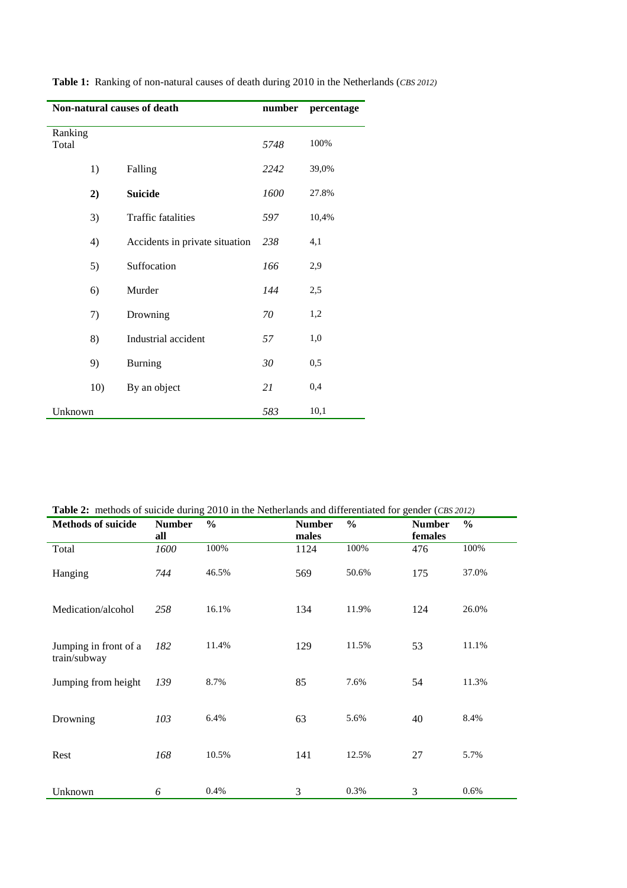**Table 1:** Ranking of non-natural causes of death during 2010 in the Netherlands (*CBS 2012*)

| Non-natural causes of death | | number | percentage |
|---|---|---|---|
| Ranking Total | | *5748* | 100% |
| 1) | Falling | *2242* | 39,0% |
| **2)** | **Suicide** | *1600* | 27.8% |
| 3) | Traffic fatalities | *597* | 10,4% |
| 4) | Accidents in private situation | *238* | 4,1 |
| 5) | Suffocation | *166* | 2,9 |
| 6) | Murder | *144* | 2,5 |
| 7) | Drowning | *70* | 1,2 |
| 8) | Industrial accident | *57* | 1,0 |
| 9) | Burning | *30* | 0,5 |
| 10) | By an object | *21* | 0,4 |
| Unknown | | *583* | 10,1 |

**Table 2:** methods of suicide during 2010 in the Netherlands and differentiated for gender (*CBS 2012*)

| Methods of suicide | Number all | % | Number males | % | Number females | % |
|---|---|---|---|---|---|---|
| Total | *1600* | 100% | 1124 | 100% | 476 | 100% |
| Hanging | *744* | 46.5% | 569 | 50.6% | 175 | 37.0% |
| Medication/alcohol | *258* | 16.1% | 134 | 11.9% | 124 | 26.0% |
| Jumping in front of a train/subway | *182* | 11.4% | 129 | 11.5% | 53 | 11.1% |
| Jumping from height | *139* | 8.7% | 85 | 7.6% | 54 | 11.3% |
| Drowning | *103* | 6.4% | 63 | 5.6% | 40 | 8.4% |
| Rest | *168* | 10.5% | 141 | 12.5% | 27 | 5.7% |
| Unknown | *6* | 0.4% | 3 | 0.3% | 3 | 0.6% |